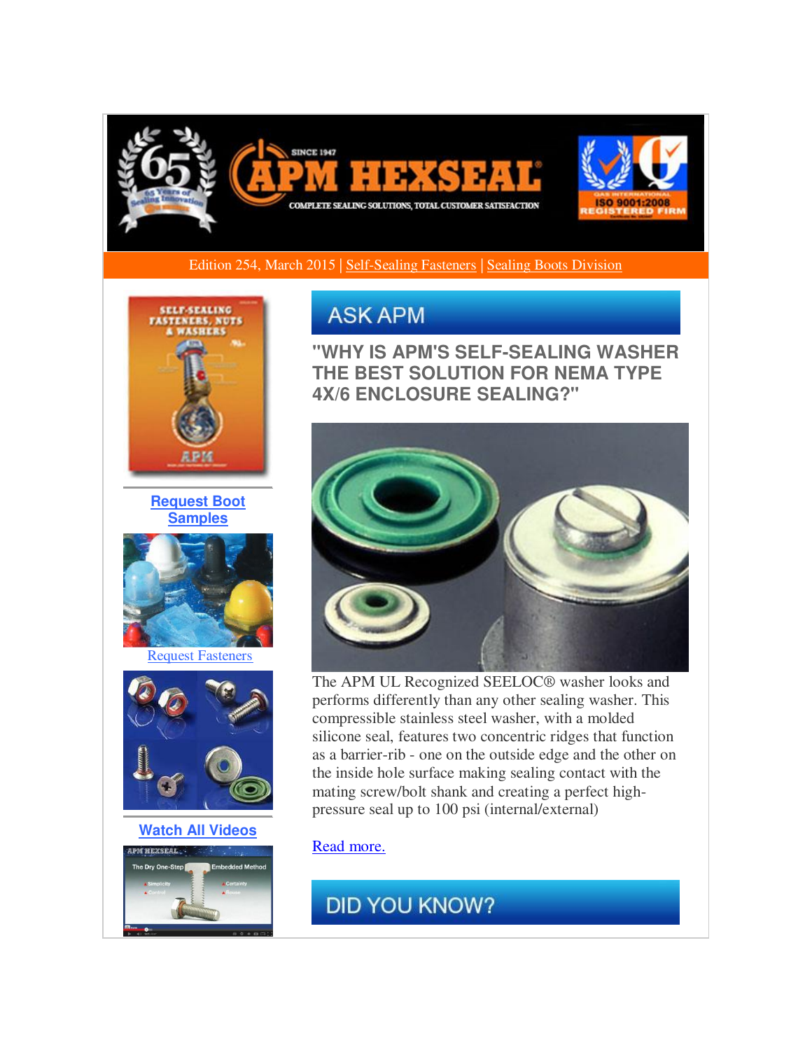Edition 254, March 2015 | Self-Sealing Fasteners | Sealing Boots Division

Request Boot Samples

Request Fasteners

Watch All Videos

## ASK APM

### "WHY IS APM'S SELF-SEALING WASHER THE BEST SOLUTION FOR NEMA TYPE 4X/6 ENCLOSURE SEALING?"

The APM UL Recognized SEELOC® washer looks and performs differently than any other sealing washer. This compressible stainless steel washer, with a molded silicone seal, features two concentric ridges that function as a barrier-rib - one on the outside edge and the other on the inside hole surface making sealing contact with the mating screw/bolt shank and creating a perfect high-pressure seal up to 100 psi (internal/external)

Read more.

## DID YOU KNOW?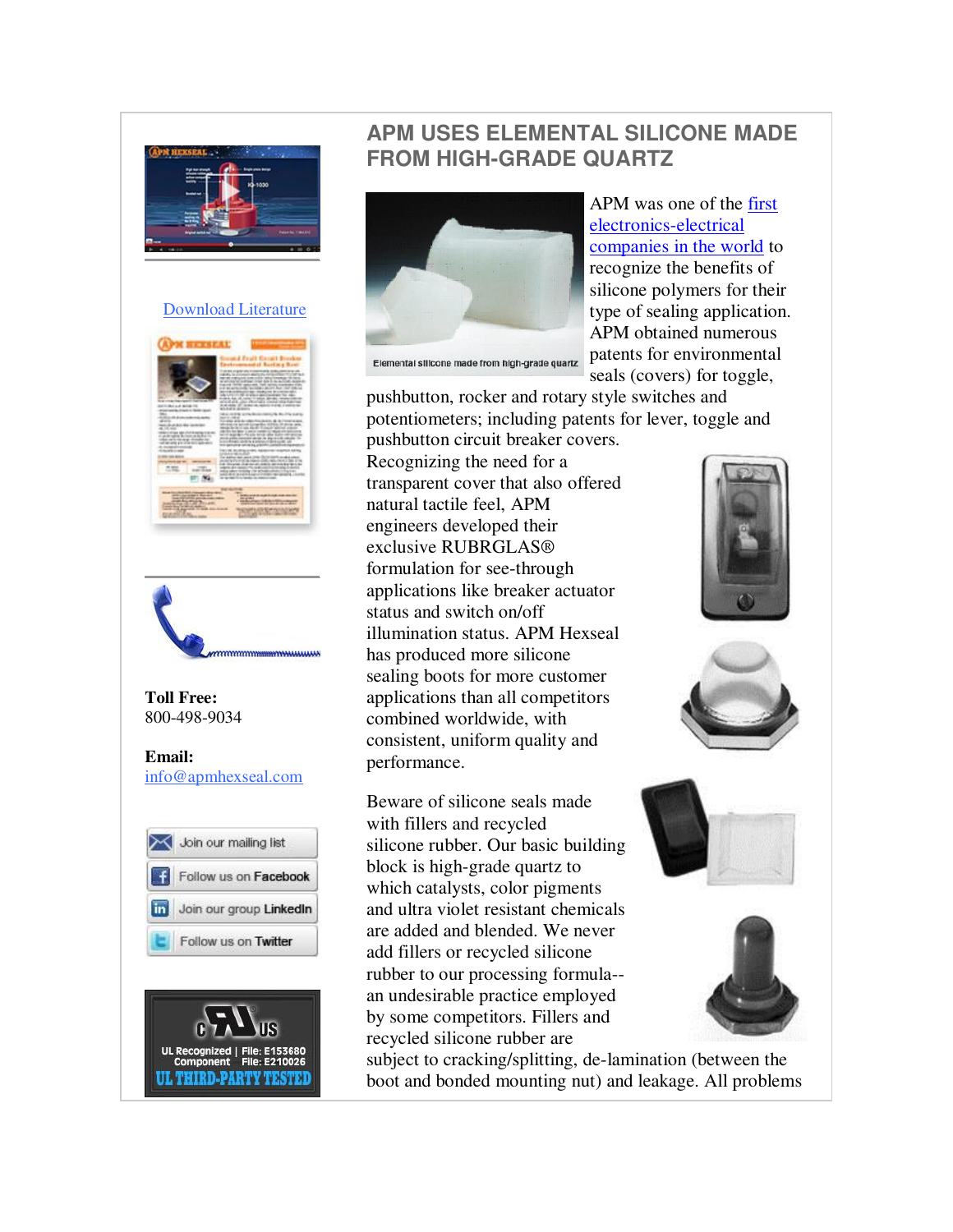## APM USES ELEMENTAL SILICONE MADE FROM HIGH-GRADE QUARTZ

Elemental silicone made from high-grade quartz

APM was one of the first electronics-electrical companies in the world to recognize the benefits of silicone polymers for their type of sealing application. APM obtained numerous patents for environmental seals (covers) for toggle, pushbutton, rocker and rotary style switches and potentiometers; including patents for lever, toggle and pushbutton circuit breaker covers. Recognizing the need for a transparent cover that also offered natural tactile feel, APM engineers developed their exclusive RUBRGLAS® formulation for see-through applications like breaker actuator status and switch on/off illumination status. APM Hexseal has produced more silicone sealing boots for more customer applications than all competitors combined worldwide, with consistent, uniform quality and performance.

Beware of silicone seals made with fillers and recycled silicone rubber. Our basic building block is high-grade quartz to which catalysts, color pigments and ultra violet resistant chemicals are added and blended. We never add fillers or recycled silicone rubber to our processing formula--an undesirable practice employed by some competitors. Fillers and recycled silicone rubber are subject to cracking/splitting, de-lamination (between the boot and bonded mounting nut) and leakage. All problems

Download Literature

**Toll Free:**
800-498-9034

**Email:**
info@apmhexseal.com

Join our mailing list

Follow us on Facebook

Join our group LinkedIn

Follow us on Twitter

UL Recognized Component | File: E153680 File: E210026

UL THIRD-PARTY TESTED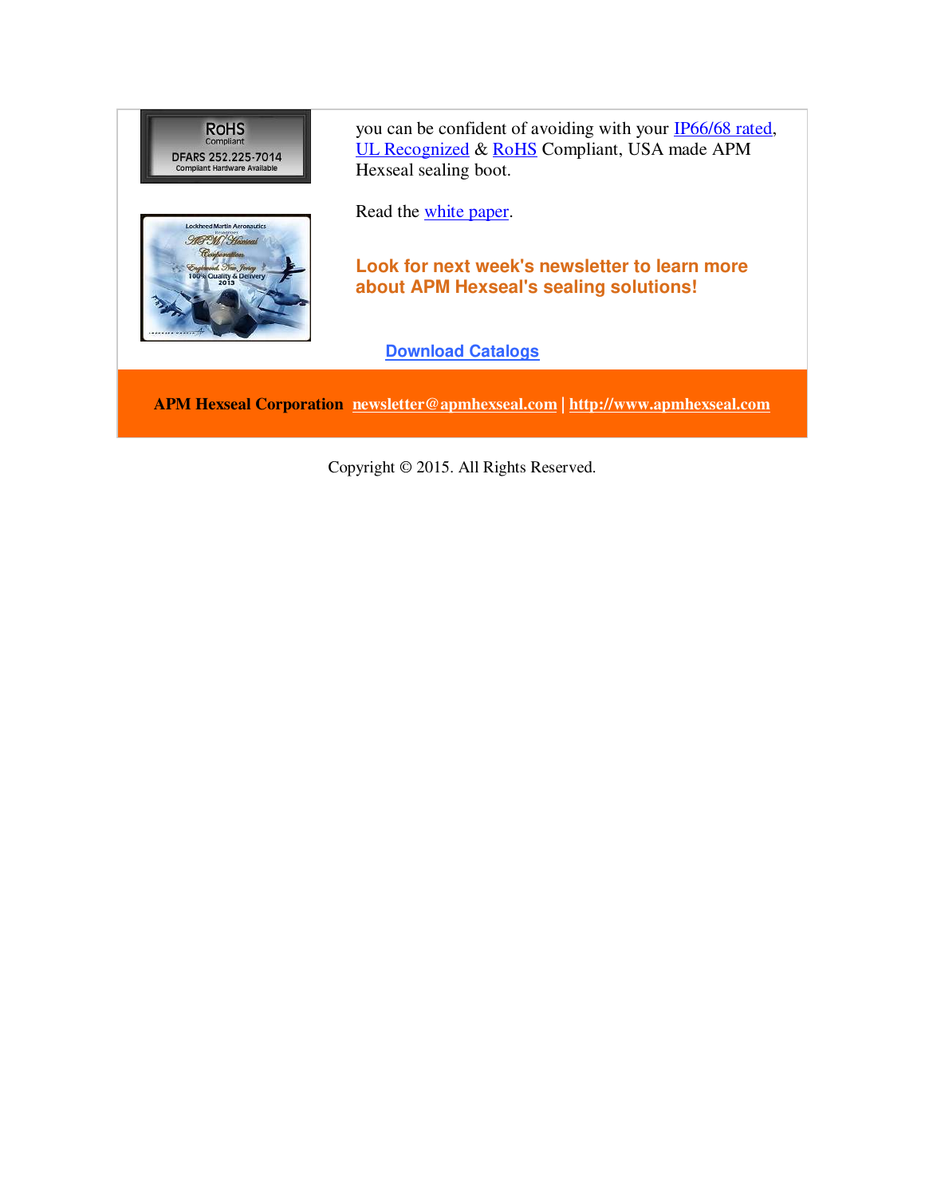you can be confident of avoiding with your IP66/68 rated, UL Recognized & RoHS Compliant, USA made APM Hexseal sealing boot.

Read the white paper.

**Look for next week's newsletter to learn more about APM Hexseal's sealing solutions!**

**Download Catalogs**

**APM Hexseal Corporation newsletter@apmhexseal.com | http://www.apmhexseal.com**

Copyright © 2015. All Rights Reserved.